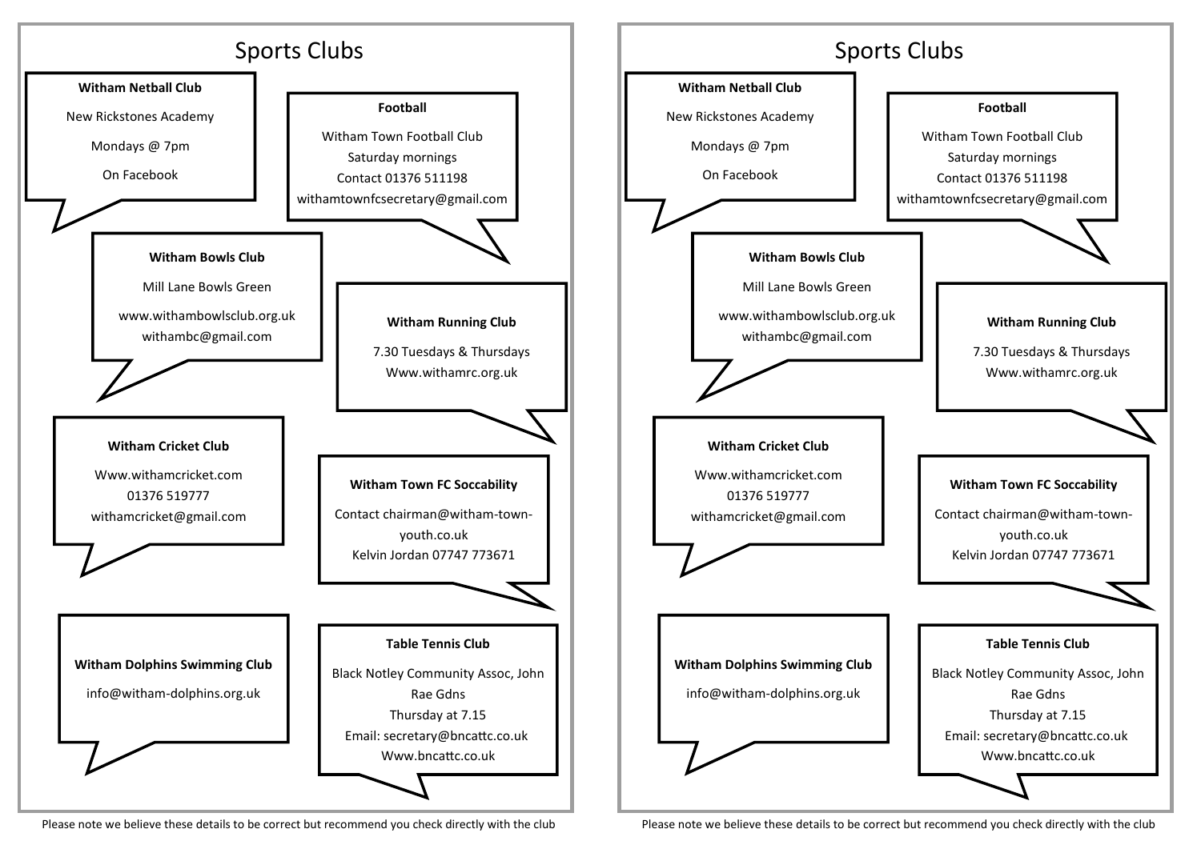# Sports Clubs

**Witham Netball Club**

New Rickstones Academy

Mondays @ 7pm

On Facebook

**Football**

Witham Town Football Club
Saturday mornings
Contact 01376 511198
withamtownfcsecretary@gmail.com

**Witham Bowls Club**

Mill Lane Bowls Green

www.withambowlsclub.org.uk
withambc@gmail.com

**Witham Running Club**

7.30 Tuesdays & Thursdays
Www.withamrc.org.uk

**Witham Cricket Club**

Www.withamcricket.com
01376 519777
withamcricket@gmail.com

**Witham Town FC Soccability**

Contact chairman@witham-town-youth.co.uk
Kelvin Jordan 07747 773671

**Witham Dolphins Swimming Club**

info@witham-dolphins.org.uk

**Table Tennis Club**

Black Notley Community Assoc, John Rae Gdns
Thursday at 7.15
Email: secretary@bncattc.co.uk
Www.bncattc.co.uk

Please note we believe these details to be correct but recommend you check directly with the club

# Sports Clubs

**Witham Netball Club**

New Rickstones Academy

Mondays @ 7pm

On Facebook

**Football**

Witham Town Football Club
Saturday mornings
Contact 01376 511198
withamtownfcsecretary@gmail.com

**Witham Bowls Club**

Mill Lane Bowls Green

www.withambowlsclub.org.uk
withambc@gmail.com

**Witham Running Club**

7.30 Tuesdays & Thursdays
Www.withamrc.org.uk

**Witham Cricket Club**

Www.withamcricket.com
01376 519777
withamcricket@gmail.com

**Witham Town FC Soccability**

Contact chairman@witham-town-youth.co.uk
Kelvin Jordan 07747 773671

**Witham Dolphins Swimming Club**

info@witham-dolphins.org.uk

**Table Tennis Club**

Black Notley Community Assoc, John Rae Gdns
Thursday at 7.15
Email: secretary@bncattc.co.uk
Www.bncattc.co.uk

Please note we believe these details to be correct but recommend you check directly with the club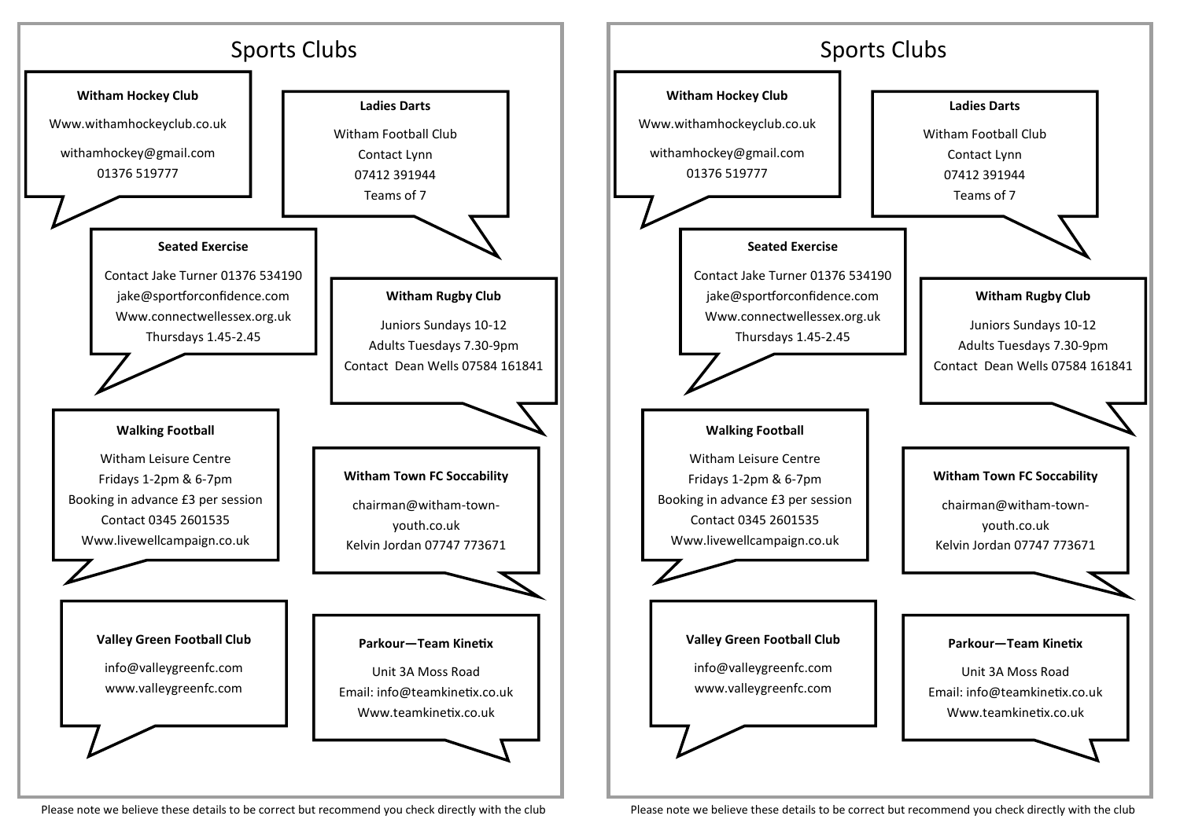# Sports Clubs

### Witham Hockey Club

Www.withamhockeyclub.co.uk

withamhockey@gmail.com
01376 519777

### Ladies Darts

Witham Football Club
Contact Lynn
07412 391944
Teams of 7

### Seated Exercise

Contact Jake Turner 01376 534190
jake@sportforconfidence.com
Www.connectwellessex.org.uk
Thursdays 1.45-2.45

### Witham Rugby Club

Juniors Sundays 10-12
Adults Tuesdays 7.30-9pm
Contact Dean Wells 07584 161841

### Walking Football

Witham Leisure Centre
Fridays 1-2pm & 6-7pm
Booking in advance £3 per session
Contact 0345 2601535
Www.livewellcampaign.co.uk

### Witham Town FC Soccability

chairman@witham-town-youth.co.uk
Kelvin Jordan 07747 773671

### Valley Green Football Club

info@valleygreenfc.com
www.valleygreenfc.com

### Parkour—Team Kinetix

Unit 3A Moss Road
Email: info@teamkinetix.co.uk
Www.teamkinetix.co.uk

Please note we believe these details to be correct but recommend you check directly with the club

# Sports Clubs

### Witham Hockey Club

Www.withamhockeyclub.co.uk

withamhockey@gmail.com
01376 519777

### Ladies Darts

Witham Football Club
Contact Lynn
07412 391944
Teams of 7

### Seated Exercise

Contact Jake Turner 01376 534190
jake@sportforconfidence.com
Www.connectwellessex.org.uk
Thursdays 1.45-2.45

### Witham Rugby Club

Juniors Sundays 10-12
Adults Tuesdays 7.30-9pm
Contact Dean Wells 07584 161841

### Walking Football

Witham Leisure Centre
Fridays 1-2pm & 6-7pm
Booking in advance £3 per session
Contact 0345 2601535
Www.livewellcampaign.co.uk

### Witham Town FC Soccability

chairman@witham-town-youth.co.uk
Kelvin Jordan 07747 773671

### Valley Green Football Club

info@valleygreenfc.com
www.valleygreenfc.com

### Parkour—Team Kinetix

Unit 3A Moss Road
Email: info@teamkinetix.co.uk
Www.teamkinetix.co.uk

Please note we believe these details to be correct but recommend you check directly with the club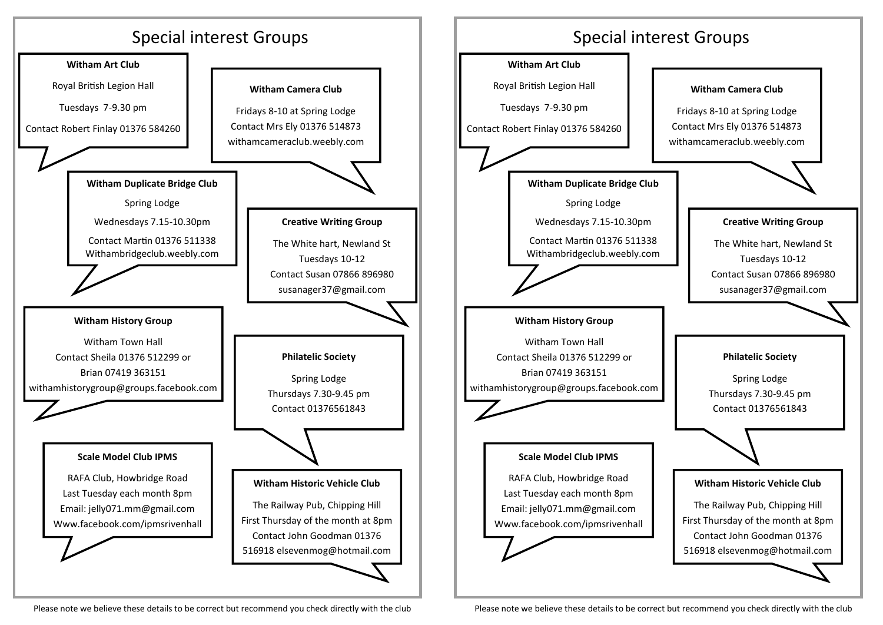# Special interest Groups

**Witham Art Club**

Royal British Legion Hall

Tuesdays 7-9.30 pm

Contact Robert Finlay 01376 584260

**Witham Camera Club**

Fridays 8-10 at Spring Lodge

Contact Mrs Ely 01376 514873

withamcameraclub.weebly.com

**Witham Duplicate Bridge Club**

Spring Lodge

Wednesdays 7.15-10.30pm

Contact Martin 01376 511338

Withambridgeclub.weebly.com

**Creative Writing Group**

The White hart, Newland St

Tuesdays 10-12

Contact Susan 07866 896980

susanager37@gmail.com

**Witham History Group**

Witham Town Hall

Contact Sheila 01376 512299 or

Brian 07419 363151

withamhistorygroup@groups.facebook.com

**Philatelic Society**

Spring Lodge

Thursdays 7.30-9.45 pm

Contact 01376561843

**Scale Model Club IPMS**

RAFA Club, Howbridge Road

Last Tuesday each month 8pm

Email: jelly071.mm@gmail.com

Www.facebook.com/ipmsrivenhall

**Witham Historic Vehicle Club**

The Railway Pub, Chipping Hill

First Thursday of the month at 8pm

Contact John Goodman 01376

516918 elsevenmog@hotmail.com

Please note we believe these details to be correct but recommend you check directly with the club

# Special interest Groups

**Witham Art Club**

Royal British Legion Hall

Tuesdays 7-9.30 pm

Contact Robert Finlay 01376 584260

**Witham Camera Club**

Fridays 8-10 at Spring Lodge

Contact Mrs Ely 01376 514873

withamcameraclub.weebly.com

**Witham Duplicate Bridge Club**

Spring Lodge

Wednesdays 7.15-10.30pm

Contact Martin 01376 511338

Withambridgeclub.weebly.com

**Creative Writing Group**

The White hart, Newland St

Tuesdays 10-12

Contact Susan 07866 896980

susanager37@gmail.com

**Witham History Group**

Witham Town Hall

Contact Sheila 01376 512299 or

Brian 07419 363151

withamhistorygroup@groups.facebook.com

**Philatelic Society**

Spring Lodge

Thursdays 7.30-9.45 pm

Contact 01376561843

**Scale Model Club IPMS**

RAFA Club, Howbridge Road

Last Tuesday each month 8pm

Email: jelly071.mm@gmail.com

Www.facebook.com/ipmsrivenhall

**Witham Historic Vehicle Club**

The Railway Pub, Chipping Hill

First Thursday of the month at 8pm

Contact John Goodman 01376

516918 elsevenmog@hotmail.com

Please note we believe these details to be correct but recommend you check directly with the club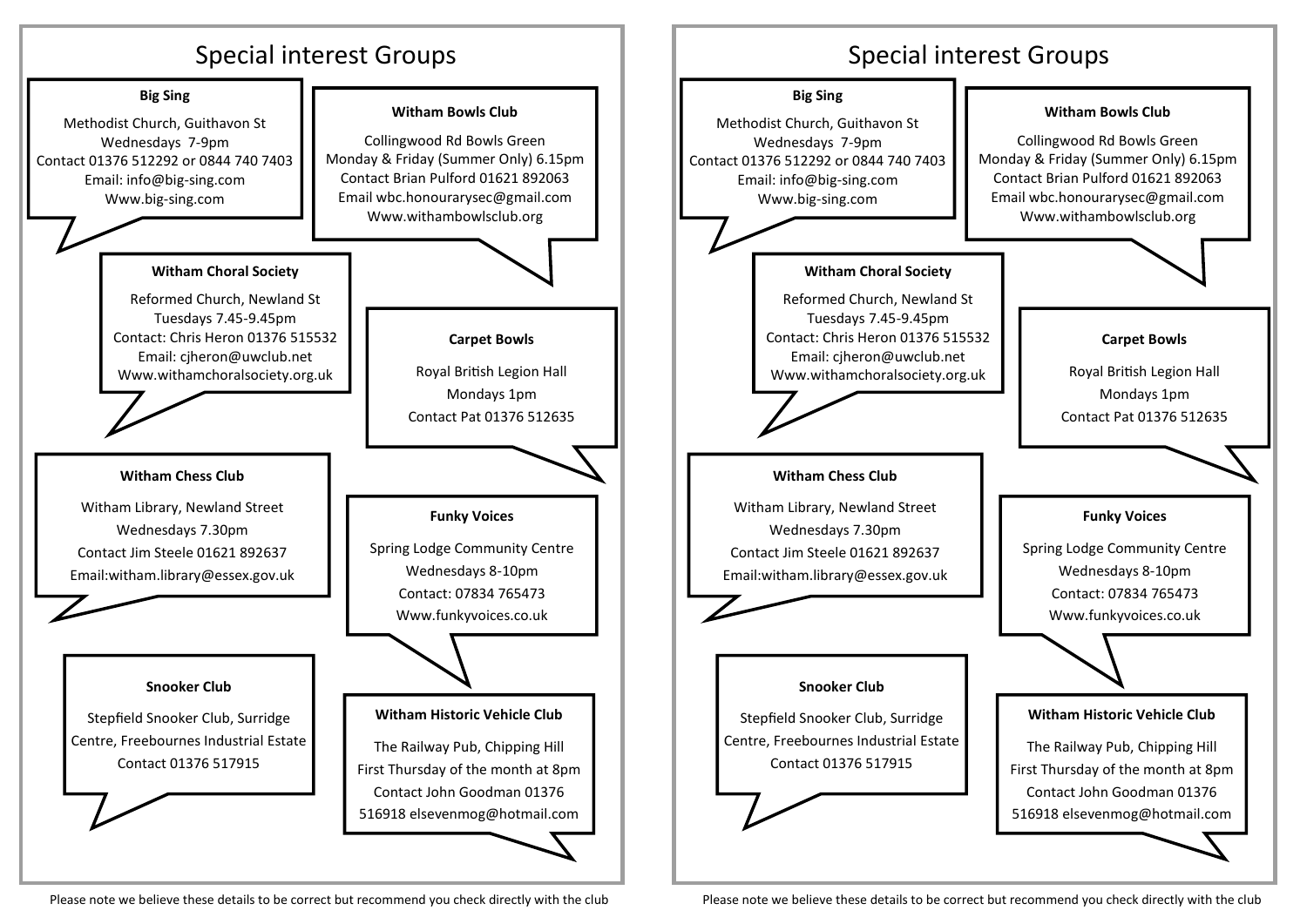# Special interest Groups

**Big Sing**

Methodist Church, Guithavon St
Wednesdays 7-9pm
Contact 01376 512292 or 0844 740 7403
Email: info@big-sing.com
Www.big-sing.com

**Witham Bowls Club**

Collingwood Rd Bowls Green
Monday & Friday (Summer Only) 6.15pm
Contact Brian Pulford 01621 892063
Email wbc.honourarysec@gmail.com
Www.withambowlsclub.org

**Witham Choral Society**

Reformed Church, Newland St
Tuesdays 7.45-9.45pm
Contact: Chris Heron 01376 515532
Email: cjheron@uwclub.net
Www.withamchoralsociety.org.uk

**Carpet Bowls**

Royal British Legion Hall
Mondays 1pm
Contact Pat 01376 512635

**Witham Chess Club**

Witham Library, Newland Street
Wednesdays 7.30pm
Contact Jim Steele 01621 892637
Email:witham.library@essex.gov.uk

**Funky Voices**

Spring Lodge Community Centre
Wednesdays 8-10pm
Contact: 07834 765473
Www.funkyvoices.co.uk

**Snooker Club**

Stepfield Snooker Club, Surridge Centre, Freebournes Industrial Estate
Contact 01376 517915

**Witham Historic Vehicle Club**

The Railway Pub, Chipping Hill
First Thursday of the month at 8pm
Contact John Goodman 01376 516918 elsevenmog@hotmail.com

Please note we believe these details to be correct but recommend you check directly with the club

# Special interest Groups

**Big Sing**

Methodist Church, Guithavon St
Wednesdays 7-9pm
Contact 01376 512292 or 0844 740 7403
Email: info@big-sing.com
Www.big-sing.com

**Witham Bowls Club**

Collingwood Rd Bowls Green
Monday & Friday (Summer Only) 6.15pm
Contact Brian Pulford 01621 892063
Email wbc.honourarysec@gmail.com
Www.withambowlsclub.org

**Witham Choral Society**

Reformed Church, Newland St
Tuesdays 7.45-9.45pm
Contact: Chris Heron 01376 515532
Email: cjheron@uwclub.net
Www.withamchoralsociety.org.uk

**Carpet Bowls**

Royal British Legion Hall
Mondays 1pm
Contact Pat 01376 512635

**Witham Chess Club**

Witham Library, Newland Street
Wednesdays 7.30pm
Contact Jim Steele 01621 892637
Email:witham.library@essex.gov.uk

**Funky Voices**

Spring Lodge Community Centre
Wednesdays 8-10pm
Contact: 07834 765473
Www.funkyvoices.co.uk

**Snooker Club**

Stepfield Snooker Club, Surridge Centre, Freebournes Industrial Estate
Contact 01376 517915

**Witham Historic Vehicle Club**

The Railway Pub, Chipping Hill
First Thursday of the month at 8pm
Contact John Goodman 01376 516918 elsevenmog@hotmail.com

Please note we believe these details to be correct but recommend you check directly with the club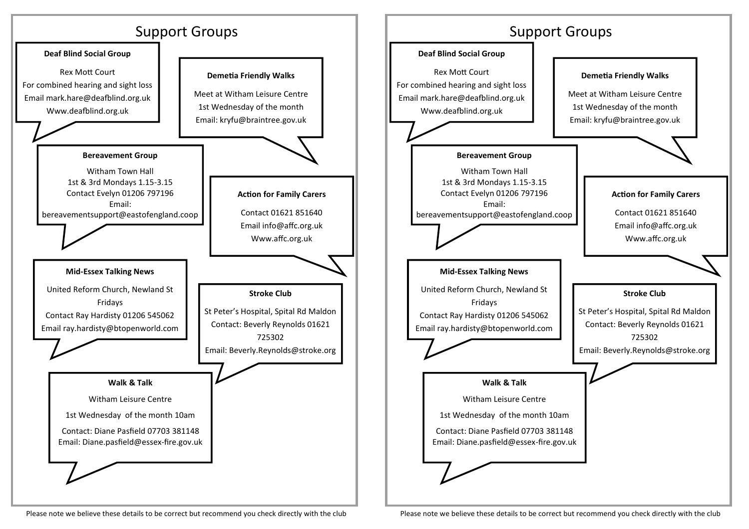# Support Groups

### Deaf Blind Social Group

Rex Mott Court
For combined hearing and sight loss
Email mark.hare@deafblind.org.uk
Www.deafblind.org.uk

### Demetia Friendly Walks

Meet at Witham Leisure Centre
1st Wednesday of the month
Email: kryfu@braintree.gov.uk

### Bereavement Group

Witham Town Hall
1st & 3rd Mondays 1.15-3.15
Contact Evelyn 01206 797196
Email:
bereavementsupport@eastofengland.coop

### Action for Family Carers

Contact 01621 851640
Email info@affc.org.uk
Www.affc.org.uk

### Mid-Essex Talking News

United Reform Church, Newland St
Fridays
Contact Ray Hardisty 01206 545062
Email ray.hardisty@btopenworld.com

### Stroke Club

St Peter's Hospital, Spital Rd Maldon
Contact: Beverly Reynolds 01621 725302
Email: Beverly.Reynolds@stroke.org

### Walk & Talk

Witham Leisure Centre
1st Wednesday of the month 10am
Contact: Diane Pasfield 07703 381148
Email: Diane.pasfield@essex-fire.gov.uk

Please note we believe these details to be correct but recommend you check directly with the club

# Support Groups

### Deaf Blind Social Group

Rex Mott Court
For combined hearing and sight loss
Email mark.hare@deafblind.org.uk
Www.deafblind.org.uk

### Demetia Friendly Walks

Meet at Witham Leisure Centre
1st Wednesday of the month
Email: kryfu@braintree.gov.uk

### Bereavement Group

Witham Town Hall
1st & 3rd Mondays 1.15-3.15
Contact Evelyn 01206 797196
Email:
bereavementsupport@eastofengland.coop

### Action for Family Carers

Contact 01621 851640
Email info@affc.org.uk
Www.affc.org.uk

### Mid-Essex Talking News

United Reform Church, Newland St
Fridays
Contact Ray Hardisty 01206 545062
Email ray.hardisty@btopenworld.com

### Stroke Club

St Peter's Hospital, Spital Rd Maldon
Contact: Beverly Reynolds 01621 725302
Email: Beverly.Reynolds@stroke.org

### Walk & Talk

Witham Leisure Centre
1st Wednesday of the month 10am
Contact: Diane Pasfield 07703 381148
Email: Diane.pasfield@essex-fire.gov.uk

Please note we believe these details to be correct but recommend you check directly with the club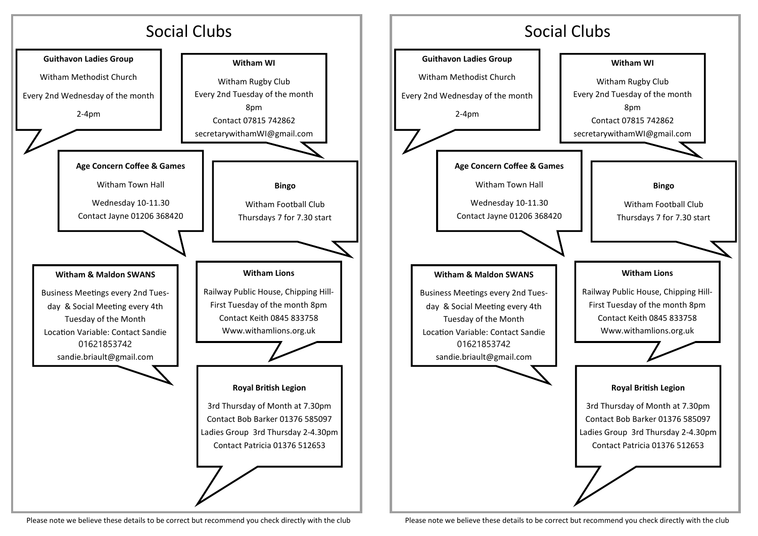# Social Clubs

**Guithavon Ladies Group**

Witham Methodist Church

Every 2nd Wednesday of the month

2-4pm

**Witham WI**

Witham Rugby Club

Every 2nd Tuesday of the month

8pm

Contact 07815 742862

secretarywithamWI@gmail.com

**Age Concern Coffee & Games**

Witham Town Hall

Wednesday 10-11.30

Contact Jayne 01206 368420

**Bingo**

Witham Football Club

Thursdays 7 for 7.30 start

**Witham & Maldon SWANS**

Business Meetings every 2nd Tuesday & Social Meeting every 4th Tuesday of the Month

Location Variable: Contact Sandie 01621853742

sandie.briault@gmail.com

**Witham Lions**

Railway Public House, Chipping Hill-

First Tuesday of the month 8pm

Contact Keith 0845 833758

Www.withamlions.org.uk

**Royal British Legion**

3rd Thursday of Month at 7.30pm

Contact Bob Barker 01376 585097

Ladies Group 3rd Thursday 2-4.30pm

Contact Patricia 01376 512653

Please note we believe these details to be correct but recommend you check directly with the club

# Social Clubs

**Guithavon Ladies Group**

Witham Methodist Church

Every 2nd Wednesday of the month

2-4pm

**Witham WI**

Witham Rugby Club

Every 2nd Tuesday of the month

8pm

Contact 07815 742862

secretarywithamWI@gmail.com

**Age Concern Coffee & Games**

Witham Town Hall

Wednesday 10-11.30

Contact Jayne 01206 368420

**Bingo**

Witham Football Club

Thursdays 7 for 7.30 start

**Witham & Maldon SWANS**

Business Meetings every 2nd Tuesday & Social Meeting every 4th Tuesday of the Month

Location Variable: Contact Sandie 01621853742

sandie.briault@gmail.com

**Witham Lions**

Railway Public House, Chipping Hill-

First Tuesday of the month 8pm

Contact Keith 0845 833758

Www.withamlions.org.uk

**Royal British Legion**

3rd Thursday of Month at 7.30pm

Contact Bob Barker 01376 585097

Ladies Group 3rd Thursday 2-4.30pm

Contact Patricia 01376 512653

Please note we believe these details to be correct but recommend you check directly with the club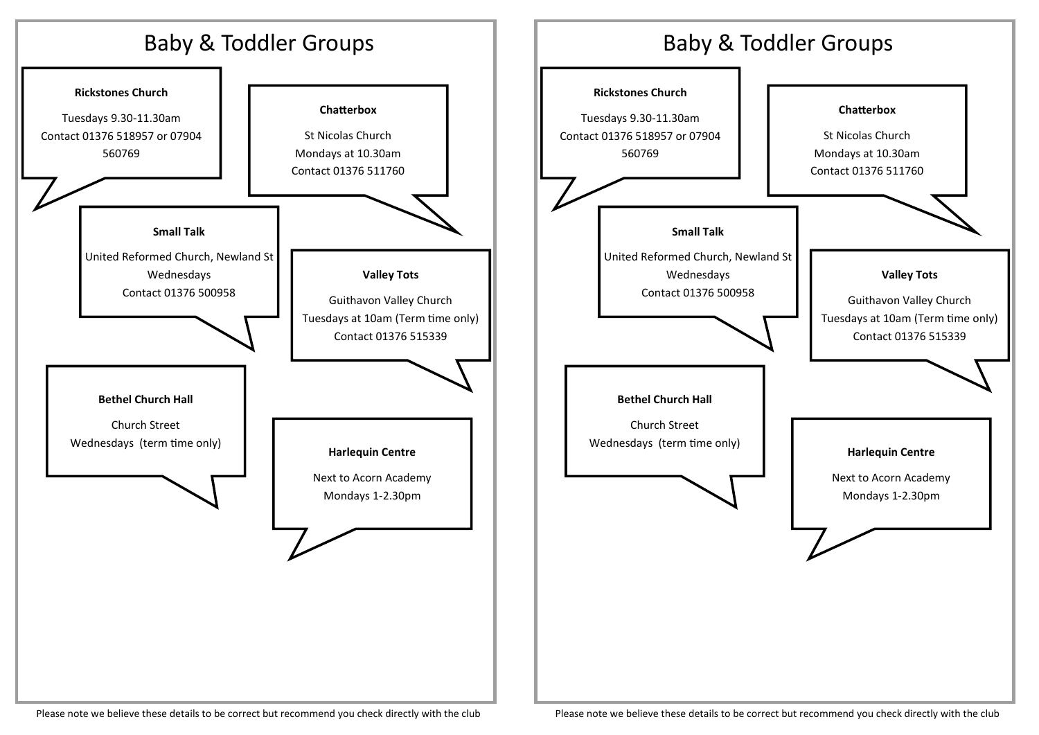# Baby & Toddler Groups

**Rickstones Church**

Tuesdays 9.30-11.30am
Contact 01376 518957 or 07904 560769

**Chatterbox**

St Nicolas Church
Mondays at 10.30am
Contact 01376 511760

**Small Talk**

United Reformed Church, Newland St
Wednesdays
Contact 01376 500958

**Valley Tots**

Guithavon Valley Church
Tuesdays at 10am (Term time only)
Contact 01376 515339

**Bethel Church Hall**

Church Street
Wednesdays (term time only)

**Harlequin Centre**

Next to Acorn Academy
Mondays 1-2.30pm

Please note we believe these details to be correct but recommend you check directly with the club

# Baby & Toddler Groups

**Rickstones Church**

Tuesdays 9.30-11.30am
Contact 01376 518957 or 07904 560769

**Chatterbox**

St Nicolas Church
Mondays at 10.30am
Contact 01376 511760

**Small Talk**

United Reformed Church, Newland St
Wednesdays
Contact 01376 500958

**Valley Tots**

Guithavon Valley Church
Tuesdays at 10am (Term time only)
Contact 01376 515339

**Bethel Church Hall**

Church Street
Wednesdays (term time only)

**Harlequin Centre**

Next to Acorn Academy
Mondays 1-2.30pm

Please note we believe these details to be correct but recommend you check directly with the club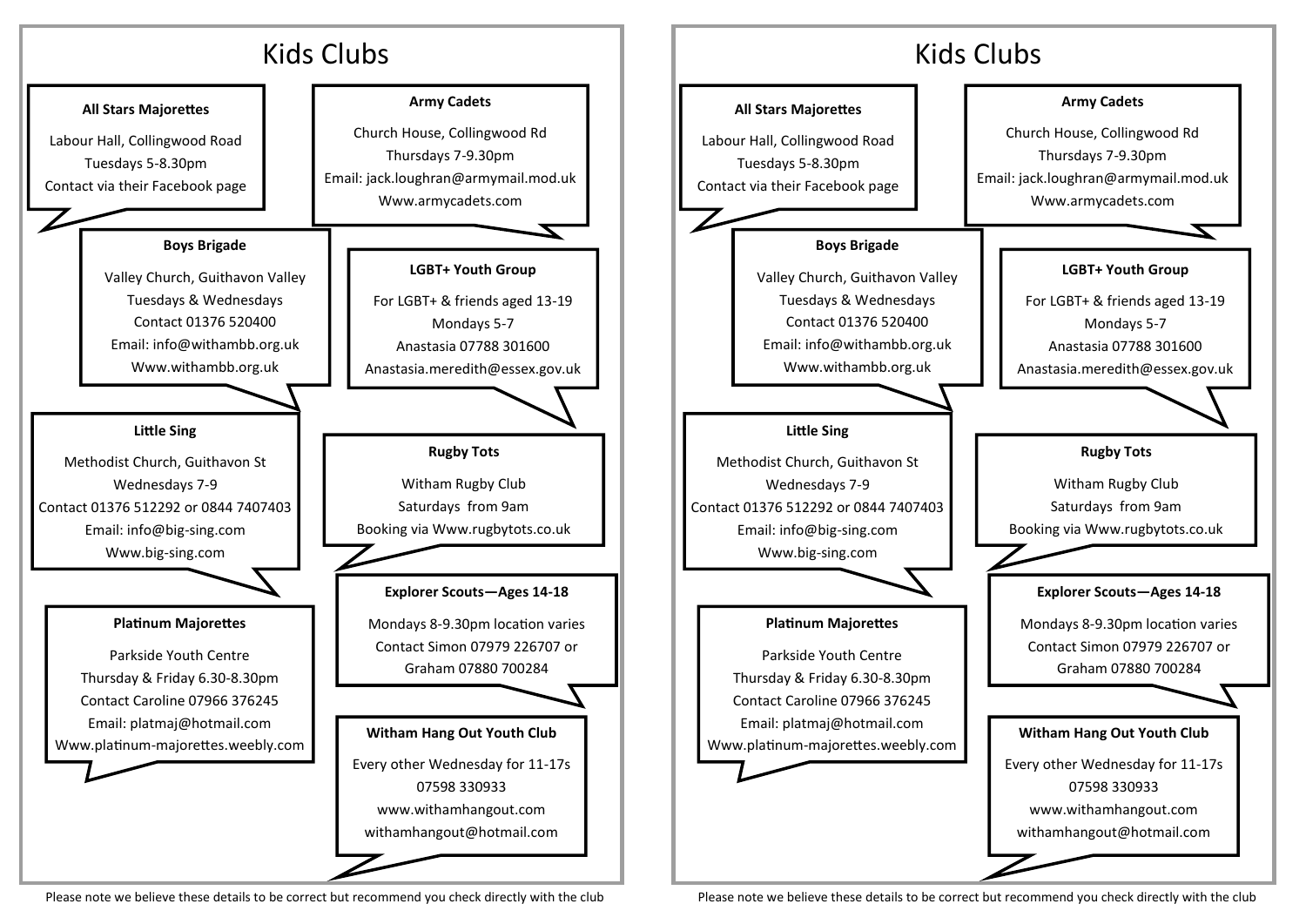# Kids Clubs

### All Stars Majorettes

Labour Hall, Collingwood Road
Tuesdays 5-8.30pm
Contact via their Facebook page

### Army Cadets

Church House, Collingwood Rd
Thursdays 7-9.30pm
Email: jack.loughran@armymail.mod.uk
Www.armycadets.com

### Boys Brigade

Valley Church, Guithavon Valley
Tuesdays & Wednesdays
Contact 01376 520400
Email: info@withambb.org.uk
Www.withambb.org.uk

### LGBT+ Youth Group

For LGBT+ & friends aged 13-19
Mondays 5-7
Anastasia 07788 301600
Anastasia.meredith@essex.gov.uk

### Little Sing

Methodist Church, Guithavon St
Wednesdays 7-9
Contact 01376 512292 or 0844 7407403
Email: info@big-sing.com
Www.big-sing.com

### Rugby Tots

Witham Rugby Club
Saturdays from 9am
Booking via Www.rugbytots.co.uk

### Explorer Scouts—Ages 14-18

Mondays 8-9.30pm location varies
Contact Simon 07979 226707 or
Graham 07880 700284

### Platinum Majorettes

Parkside Youth Centre
Thursday & Friday 6.30-8.30pm
Contact Caroline 07966 376245
Email: platmaj@hotmail.com
Www.platinum-majorettes.weebly.com

### Witham Hang Out Youth Club

Every other Wednesday for 11-17s
07598 330933
www.withamhangout.com
withamhangout@hotmail.com

Please note we believe these details to be correct but recommend you check directly with the club

# Kids Clubs

### All Stars Majorettes

Labour Hall, Collingwood Road
Tuesdays 5-8.30pm
Contact via their Facebook page

### Army Cadets

Church House, Collingwood Rd
Thursdays 7-9.30pm
Email: jack.loughran@armymail.mod.uk
Www.armycadets.com

### Boys Brigade

Valley Church, Guithavon Valley
Tuesdays & Wednesdays
Contact 01376 520400
Email: info@withambb.org.uk
Www.withambb.org.uk

### LGBT+ Youth Group

For LGBT+ & friends aged 13-19
Mondays 5-7
Anastasia 07788 301600
Anastasia.meredith@essex.gov.uk

### Little Sing

Methodist Church, Guithavon St
Wednesdays 7-9
Contact 01376 512292 or 0844 7407403
Email: info@big-sing.com
Www.big-sing.com

### Rugby Tots

Witham Rugby Club
Saturdays from 9am
Booking via Www.rugbytots.co.uk

### Explorer Scouts—Ages 14-18

Mondays 8-9.30pm location varies
Contact Simon 07979 226707 or
Graham 07880 700284

### Platinum Majorettes

Parkside Youth Centre
Thursday & Friday 6.30-8.30pm
Contact Caroline 07966 376245
Email: platmaj@hotmail.com
Www.platinum-majorettes.weebly.com

### Witham Hang Out Youth Club

Every other Wednesday for 11-17s
07598 330933
www.withamhangout.com
withamhangout@hotmail.com

Please note we believe these details to be correct but recommend you check directly with the club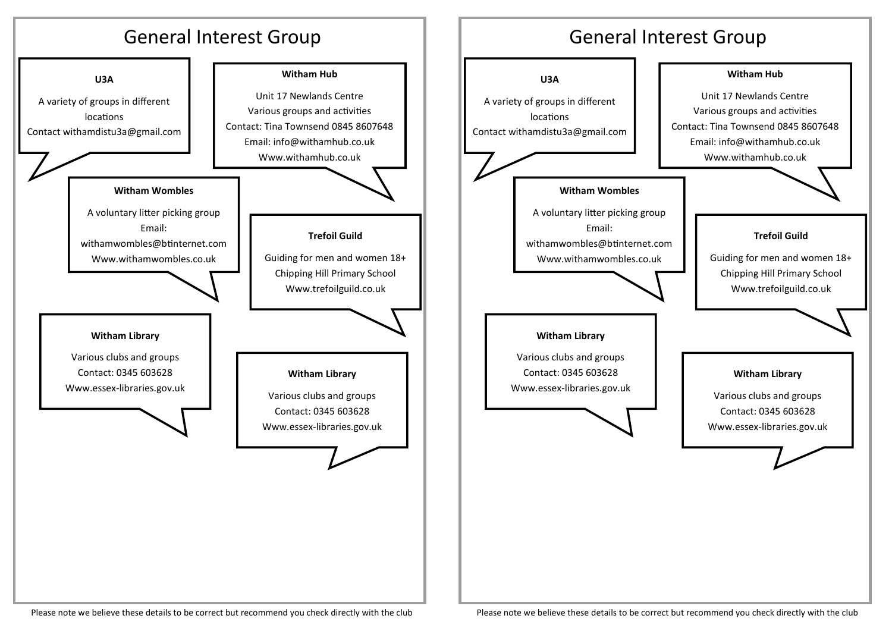# General Interest Group

**U3A**

A variety of groups in different locations
Contact withamdistu3a@gmail.com

**Witham Hub**

Unit 17 Newlands Centre
Various groups and activities
Contact: Tina Townsend 0845 8607648
Email: info@withamhub.co.uk
Www.withamhub.co.uk

**Witham Wombles**

A voluntary litter picking group
Email:
withamwombles@btinternet.com
Www.withamwombles.co.uk

**Trefoil Guild**

Guiding for men and women 18+
Chipping Hill Primary School
Www.trefoilguild.co.uk

**Witham Library**

Various clubs and groups
Contact: 0345 603628
Www.essex-libraries.gov.uk

**Witham Library**

Various clubs and groups
Contact: 0345 603628
Www.essex-libraries.gov.uk

Please note we believe these details to be correct but recommend you check directly with the club

# General Interest Group

**U3A**

A variety of groups in different locations
Contact withamdistu3a@gmail.com

**Witham Hub**

Unit 17 Newlands Centre
Various groups and activities
Contact: Tina Townsend 0845 8607648
Email: info@withamhub.co.uk
Www.withamhub.co.uk

**Witham Wombles**

A voluntary litter picking group
Email:
withamwombles@btinternet.com
Www.withamwombles.co.uk

**Trefoil Guild**

Guiding for men and women 18+
Chipping Hill Primary School
Www.trefoilguild.co.uk

**Witham Library**

Various clubs and groups
Contact: 0345 603628
Www.essex-libraries.gov.uk

**Witham Library**

Various clubs and groups
Contact: 0345 603628
Www.essex-libraries.gov.uk

Please note we believe these details to be correct but recommend you check directly with the club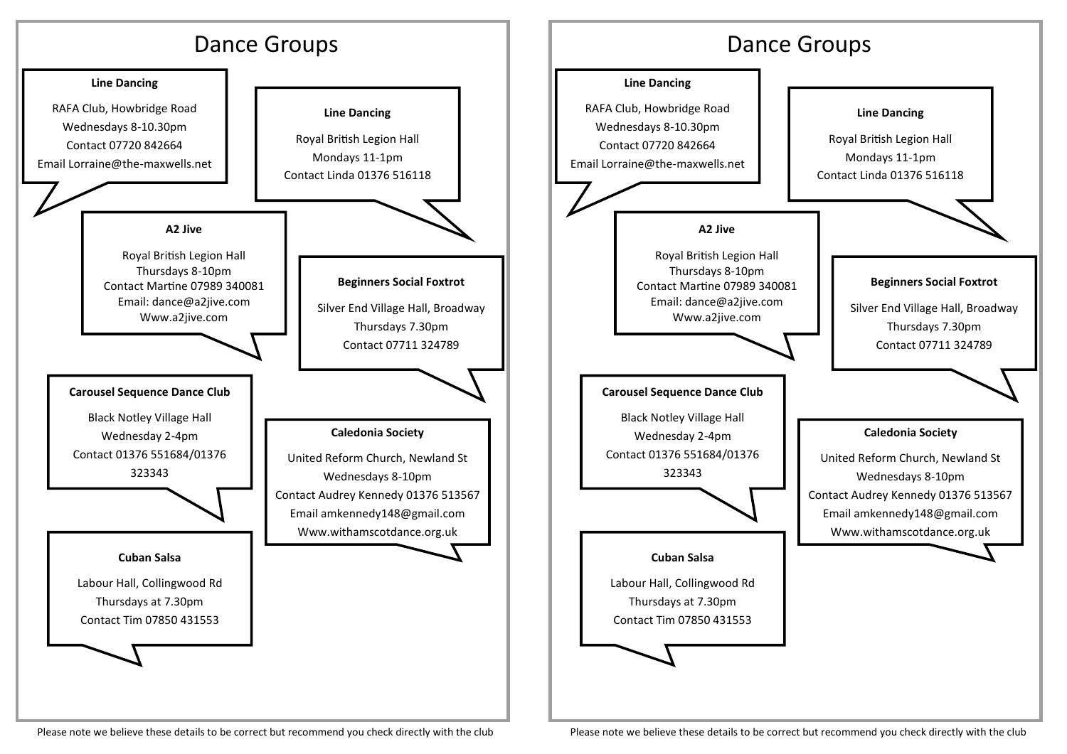# Dance Groups

**Line Dancing**

RAFA Club, Howbridge Road
Wednesdays 8-10.30pm
Contact 07720 842664
Email Lorraine@the-maxwells.net

**Line Dancing**

Royal British Legion Hall
Mondays 11-1pm
Contact Linda 01376 516118

**A2 Jive**

Royal British Legion Hall
Thursdays 8-10pm
Contact Martine 07989 340081
Email: dance@a2jive.com
Www.a2jive.com

**Beginners Social Foxtrot**

Silver End Village Hall, Broadway
Thursdays 7.30pm
Contact 07711 324789

**Carousel Sequence Dance Club**

Black Notley Village Hall
Wednesday 2-4pm
Contact 01376 551684/01376 323343

**Caledonia Society**

United Reform Church, Newland St
Wednesdays 8-10pm
Contact Audrey Kennedy 01376 513567
Email amkennedy148@gmail.com
Www.withamscotdance.org.uk

**Cuban Salsa**

Labour Hall, Collingwood Rd
Thursdays at 7.30pm
Contact Tim 07850 431553

Please note we believe these details to be correct but recommend you check directly with the club

# Dance Groups

**Line Dancing**

RAFA Club, Howbridge Road
Wednesdays 8-10.30pm
Contact 07720 842664
Email Lorraine@the-maxwells.net

**Line Dancing**

Royal British Legion Hall
Mondays 11-1pm
Contact Linda 01376 516118

**A2 Jive**

Royal British Legion Hall
Thursdays 8-10pm
Contact Martine 07989 340081
Email: dance@a2jive.com
Www.a2jive.com

**Beginners Social Foxtrot**

Silver End Village Hall, Broadway
Thursdays 7.30pm
Contact 07711 324789

**Carousel Sequence Dance Club**

Black Notley Village Hall
Wednesday 2-4pm
Contact 01376 551684/01376 323343

**Caledonia Society**

United Reform Church, Newland St
Wednesdays 8-10pm
Contact Audrey Kennedy 01376 513567
Email amkennedy148@gmail.com
Www.withamscotdance.org.uk

**Cuban Salsa**

Labour Hall, Collingwood Rd
Thursdays at 7.30pm
Contact Tim 07850 431553

Please note we believe these details to be correct but recommend you check directly with the club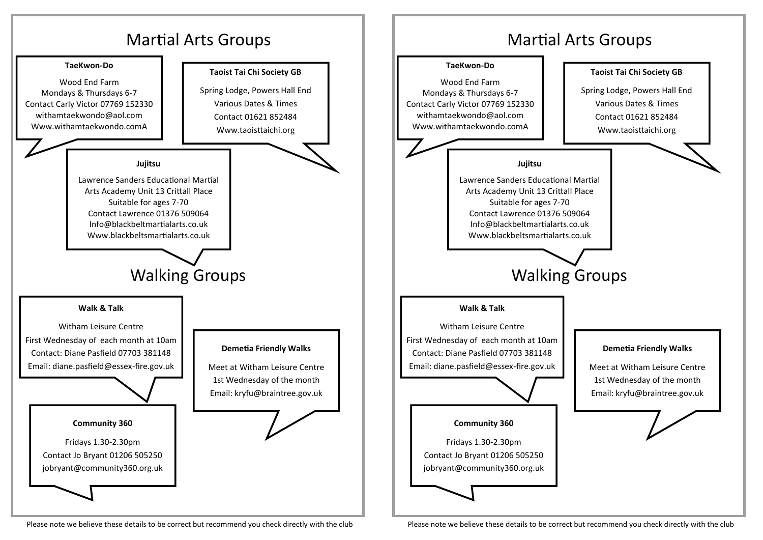# Martial Arts Groups

**TaeKwon-Do**

Wood End Farm
Mondays & Thursdays 6-7
Contact Carly Victor 07769 152330
withamtaekwondo@aol.com
Www.withamtaekwondo.comA

**Taoist Tai Chi Society GB**

Spring Lodge, Powers Hall End
Various Dates & Times
Contact 01621 852484
Www.taoisttaichi.org

**Jujitsu**

Lawrence Sanders Educational Martial Arts Academy Unit 13 Crittall Place
Suitable for ages 7-70
Contact Lawrence 01376 509064
Info@blackbeltmartialarts.co.uk
Www.blackbeltsmartialarts.co.uk

# Walking Groups

**Walk & Talk**

Witham Leisure Centre
First Wednesday of each month at 10am
Contact: Diane Pasfield 07703 381148
Email: diane.pasfield@essex-fire.gov.uk

**Demetia Friendly Walks**

Meet at Witham Leisure Centre
1st Wednesday of the month
Email: kryfu@braintree.gov.uk

**Community 360**

Fridays 1.30-2.30pm
Contact Jo Bryant 01206 505250
jobryant@community360.org.uk

Please note we believe these details to be correct but recommend you check directly with the club

# Martial Arts Groups

**TaeKwon-Do**

Wood End Farm
Mondays & Thursdays 6-7
Contact Carly Victor 07769 152330
withamtaekwondo@aol.com
Www.withamtaekwondo.comA

**Taoist Tai Chi Society GB**

Spring Lodge, Powers Hall End
Various Dates & Times
Contact 01621 852484
Www.taoisttaichi.org

**Jujitsu**

Lawrence Sanders Educational Martial Arts Academy Unit 13 Crittall Place
Suitable for ages 7-70
Contact Lawrence 01376 509064
Info@blackbeltmartialarts.co.uk
Www.blackbeltsmartialarts.co.uk

# Walking Groups

**Walk & Talk**

Witham Leisure Centre
First Wednesday of each month at 10am
Contact: Diane Pasfield 07703 381148
Email: diane.pasfield@essex-fire.gov.uk

**Demetia Friendly Walks**

Meet at Witham Leisure Centre
1st Wednesday of the month
Email: kryfu@braintree.gov.uk

**Community 360**

Fridays 1.30-2.30pm
Contact Jo Bryant 01206 505250
jobryant@community360.org.uk

Please note we believe these details to be correct but recommend you check directly with the club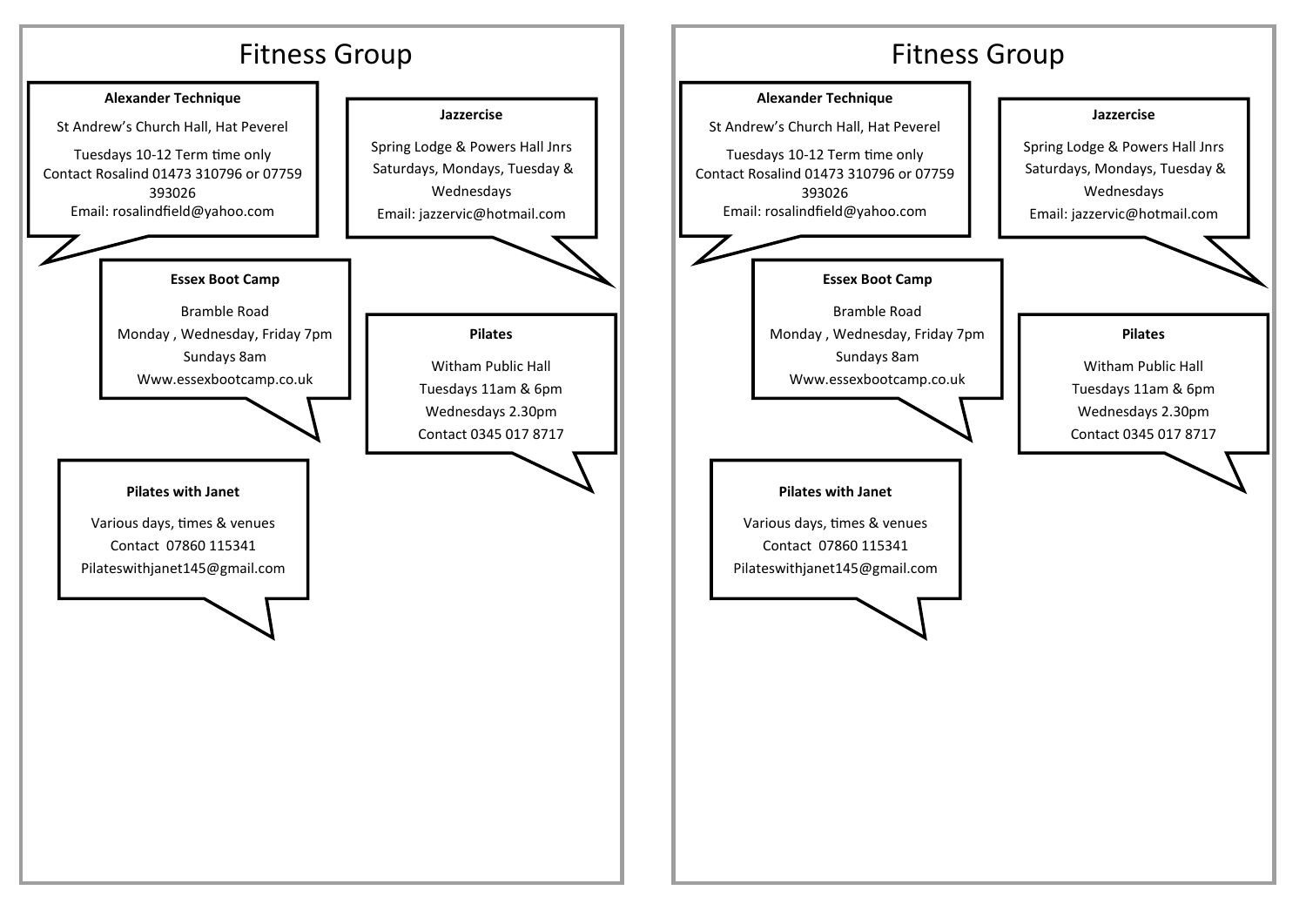# Fitness Group

**Alexander Technique**

St Andrew's Church Hall, Hat Peverel

Tuesdays 10-12 Term time only
Contact Rosalind 01473 310796 or 07759 393026
Email: rosalindfield@yahoo.com

**Jazzercise**

Spring Lodge & Powers Hall Jnrs
Saturdays, Mondays, Tuesday & Wednesdays
Email: jazzervic@hotmail.com

**Essex Boot Camp**

Bramble Road
Monday , Wednesday, Friday 7pm
Sundays 8am
Www.essexbootcamp.co.uk

**Pilates**

Witham Public Hall
Tuesdays 11am & 6pm
Wednesdays 2.30pm
Contact 0345 017 8717

**Pilates with Janet**

Various days, times & venues
Contact 07860 115341
Pilateswithjanet145@gmail.com

# Fitness Group

**Alexander Technique**

St Andrew's Church Hall, Hat Peverel

Tuesdays 10-12 Term time only
Contact Rosalind 01473 310796 or 07759 393026
Email: rosalindfield@yahoo.com

**Jazzercise**

Spring Lodge & Powers Hall Jnrs
Saturdays, Mondays, Tuesday & Wednesdays
Email: jazzervic@hotmail.com

**Essex Boot Camp**

Bramble Road
Monday , Wednesday, Friday 7pm
Sundays 8am
Www.essexbootcamp.co.uk

**Pilates**

Witham Public Hall
Tuesdays 11am & 6pm
Wednesdays 2.30pm
Contact 0345 017 8717

**Pilates with Janet**

Various days, times & venues
Contact 07860 115341
Pilateswithjanet145@gmail.com